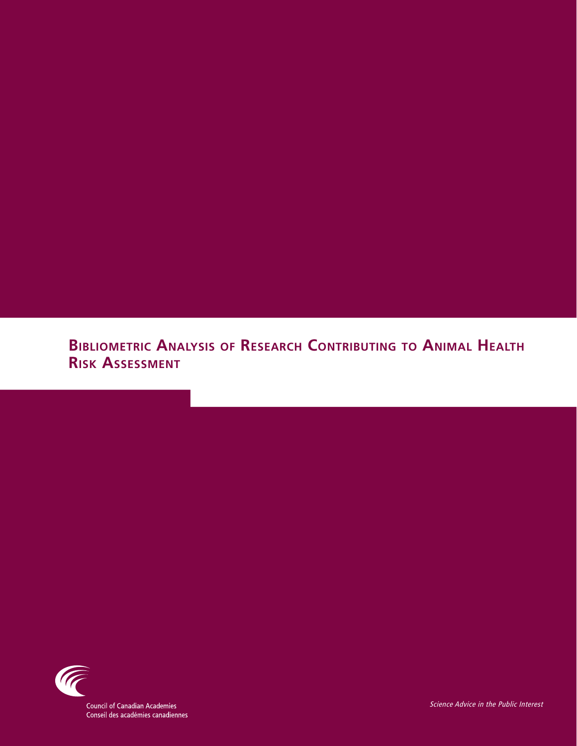# Bibliometric Analysis of Research Contributing to Animal Health Risk Assessment

Council of Canadian Academies
Conseil des académies canadiennes

*Science Advice in the Public Interest*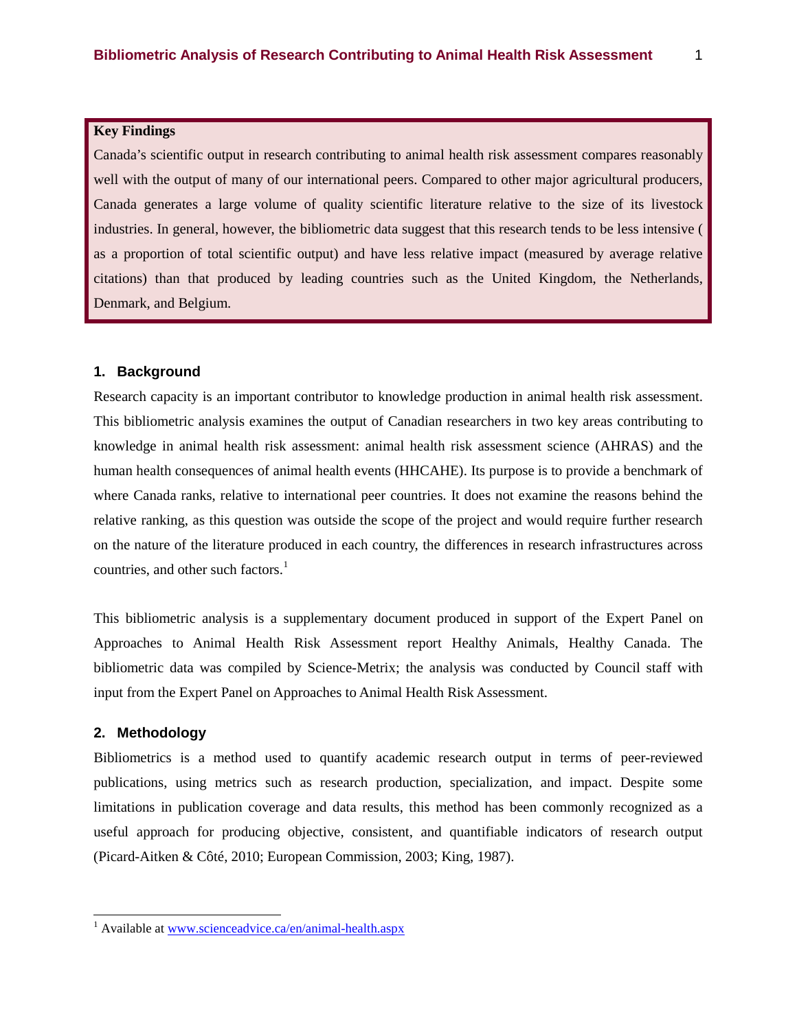**Key Findings**

Canada's scientific output in research contributing to animal health risk assessment compares reasonably well with the output of many of our international peers. Compared to other major agricultural producers, Canada generates a large volume of quality scientific literature relative to the size of its livestock industries. In general, however, the bibliometric data suggest that this research tends to be less intensive ( as a proportion of total scientific output) and have less relative impact (measured by average relative citations) than that produced by leading countries such as the United Kingdom, the Netherlands, Denmark, and Belgium.

## 1. Background

Research capacity is an important contributor to knowledge production in animal health risk assessment. This bibliometric analysis examines the output of Canadian researchers in two key areas contributing to knowledge in animal health risk assessment: animal health risk assessment science (AHRAS) and the human health consequences of animal health events (HHCAHE). Its purpose is to provide a benchmark of where Canada ranks, relative to international peer countries. It does not examine the reasons behind the relative ranking, as this question was outside the scope of the project and would require further research on the nature of the literature produced in each country, the differences in research infrastructures across countries, and other such factors.[1]

This bibliometric analysis is a supplementary document produced in support of the Expert Panel on Approaches to Animal Health Risk Assessment report Healthy Animals, Healthy Canada. The bibliometric data was compiled by Science-Metrix; the analysis was conducted by Council staff with input from the Expert Panel on Approaches to Animal Health Risk Assessment.

## 2. Methodology

Bibliometrics is a method used to quantify academic research output in terms of peer-reviewed publications, using metrics such as research production, specialization, and impact. Despite some limitations in publication coverage and data results, this method has been commonly recognized as a useful approach for producing objective, consistent, and quantifiable indicators of research output (Picard-Aitken & Côté, 2010; European Commission, 2003; King, 1987).

---

[1] Available at www.scienceadvice.ca/en/animal-health.aspx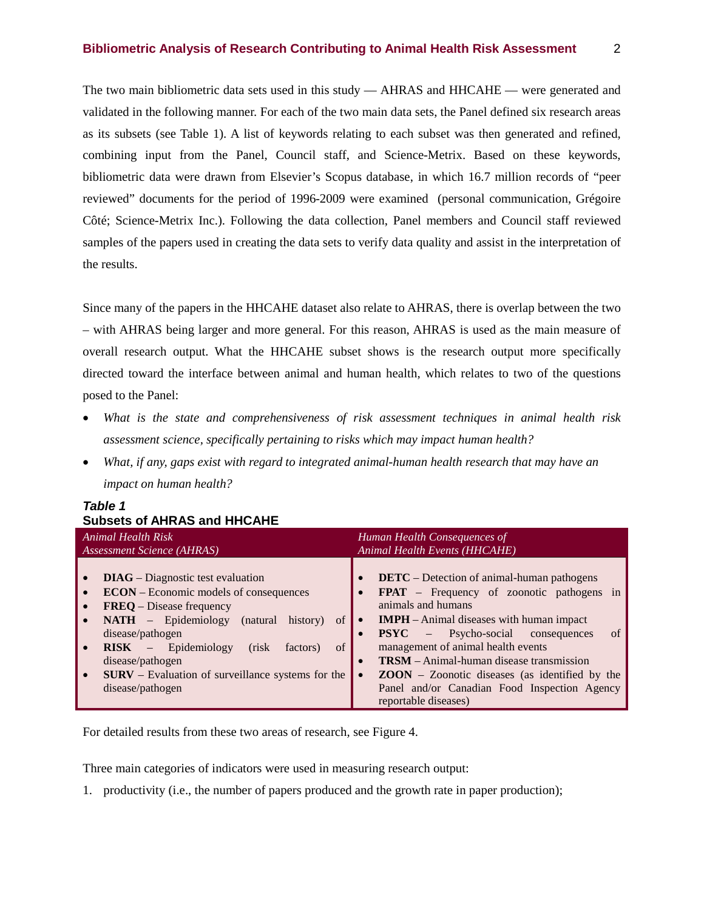The two main bibliometric data sets used in this study — AHRAS and HHCAHE — were generated and validated in the following manner. For each of the two main data sets, the Panel defined six research areas as its subsets (see Table 1). A list of keywords relating to each subset was then generated and refined, combining input from the Panel, Council staff, and Science-Metrix. Based on these keywords, bibliometric data were drawn from Elsevier's Scopus database, in which 16.7 million records of "peer reviewed" documents for the period of 1996-2009 were examined (personal communication, Grégoire Côté; Science-Metrix Inc.). Following the data collection, Panel members and Council staff reviewed samples of the papers used in creating the data sets to verify data quality and assist in the interpretation of the results.

Since many of the papers in the HHCAHE dataset also relate to AHRAS, there is overlap between the two – with AHRAS being larger and more general. For this reason, AHRAS is used as the main measure of overall research output. What the HHCAHE subset shows is the research output more specifically directed toward the interface between animal and human health, which relates to two of the questions posed to the Panel:

- *What is the state and comprehensiveness of risk assessment techniques in animal health risk assessment science, specifically pertaining to risks which may impact human health?*
- *What, if any, gaps exist with regard to integrated animal-human health research that may have an impact on human health?*

***Table 1***
**Subsets of AHRAS and HHCAHE**

| *Animal Health Risk Assessment Science (AHRAS)* | *Human Health Consequences of Animal Health Events (HHCAHE)* |
|---|---|
| • **DIAG** – Diagnostic test evaluation | • **DETC** – Detection of animal-human pathogens |
| • **ECON** – Economic models of consequences | • **FPAT** – Frequency of zoonotic pathogens in animals and humans |
| • **FREQ** – Disease frequency | • **IMPH** – Animal diseases with human impact |
| • **NATH** – Epidemiology (natural history) of disease/pathogen | • **PSYC** – Psycho-social consequences of management of animal health events |
| • **RISK** – Epidemiology (risk factors) of disease/pathogen | • **TRSM** – Animal-human disease transmission |
| • **SURV** – Evaluation of surveillance systems for the disease/pathogen | • **ZOON** – Zoonotic diseases (as identified by the Panel and/or Canadian Food Inspection Agency reportable diseases) |

For detailed results from these two areas of research, see Figure 4.

Three main categories of indicators were used in measuring research output:

1. productivity (i.e., the number of papers produced and the growth rate in paper production);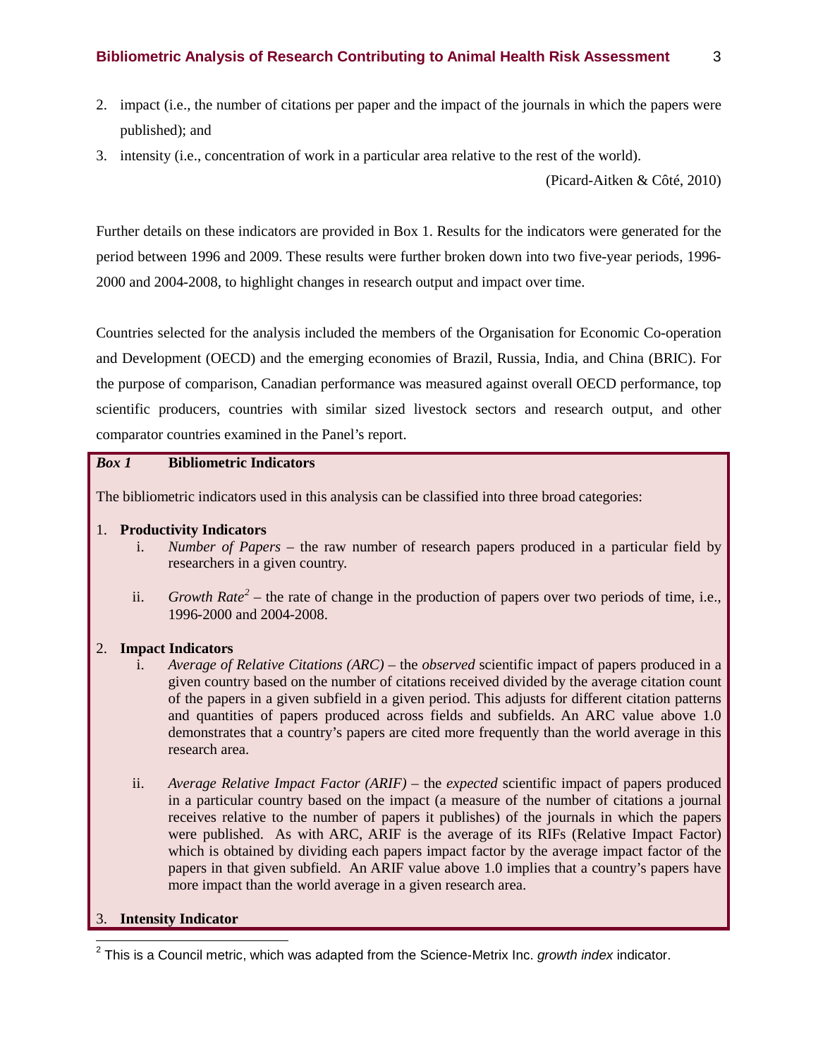2. impact (i.e., the number of citations per paper and the impact of the journals in which the papers were published); and
3. intensity (i.e., concentration of work in a particular area relative to the rest of the world).

(Picard-Aitken & Côté, 2010)

Further details on these indicators are provided in Box 1. Results for the indicators were generated for the period between 1996 and 2009. These results were further broken down into two five-year periods, 1996-2000 and 2004-2008, to highlight changes in research output and impact over time.

Countries selected for the analysis included the members of the Organisation for Economic Co-operation and Development (OECD) and the emerging economies of Brazil, Russia, India, and China (BRIC). For the purpose of comparison, Canadian performance was measured against overall OECD performance, top scientific producers, countries with similar sized livestock sectors and research output, and other comparator countries examined in the Panel's report.

***Box 1*** **Bibliometric Indicators**

The bibliometric indicators used in this analysis can be classified into three broad categories:

1. **Productivity Indicators**
   1. *Number of Papers* – the raw number of research papers produced in a particular field by researchers in a given country.
   2. *Growth Rate*[2] – the rate of change in the production of papers over two periods of time, i.e., 1996-2000 and 2004-2008.
2. **Impact Indicators**
   1. *Average of Relative Citations (ARC)* – the *observed* scientific impact of papers produced in a given country based on the number of citations received divided by the average citation count of the papers in a given subfield in a given period. This adjusts for different citation patterns and quantities of papers produced across fields and subfields. An ARC value above 1.0 demonstrates that a country's papers are cited more frequently than the world average in this research area.
   2. *Average Relative Impact Factor (ARIF)* – the *expected* scientific impact of papers produced in a particular country based on the impact (a measure of the number of citations a journal receives relative to the number of papers it publishes) of the journals in which the papers were published. As with ARC, ARIF is the average of its RIFs (Relative Impact Factor) which is obtained by dividing each papers impact factor by the average impact factor of the papers in that given subfield. An ARIF value above 1.0 implies that a country's papers have more impact than the world average in a given research area.
3. **Intensity Indicator**

[2] This is a Council metric, which was adapted from the Science-Metrix Inc. *growth index* indicator.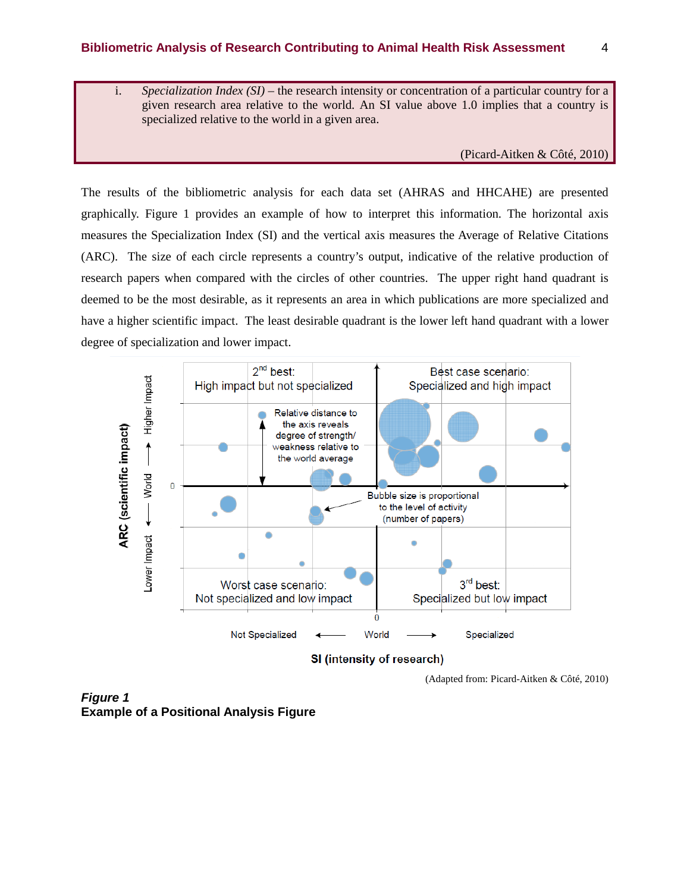i. *Specialization Index (SI)* – the research intensity or concentration of a particular country for a given research area relative to the world. An SI value above 1.0 implies that a country is specialized relative to the world in a given area.

(Picard-Aitken & Côté, 2010)

The results of the bibliometric analysis for each data set (AHRAS and HHCAHE) are presented graphically. Figure 1 provides an example of how to interpret this information. The horizontal axis measures the Specialization Index (SI) and the vertical axis measures the Average of Relative Citations (ARC). The size of each circle represents a country's output, indicative of the relative production of research papers when compared with the circles of other countries. The upper right hand quadrant is deemed to be the most desirable, as it represents an area in which publications are more specialized and have a higher scientific impact. The least desirable quadrant is the lower left hand quadrant with a lower degree of specialization and lower impact.

(Adapted from: Picard-Aitken & Côté, 2010)

***Figure 1***
**Example of a Positional Analysis Figure**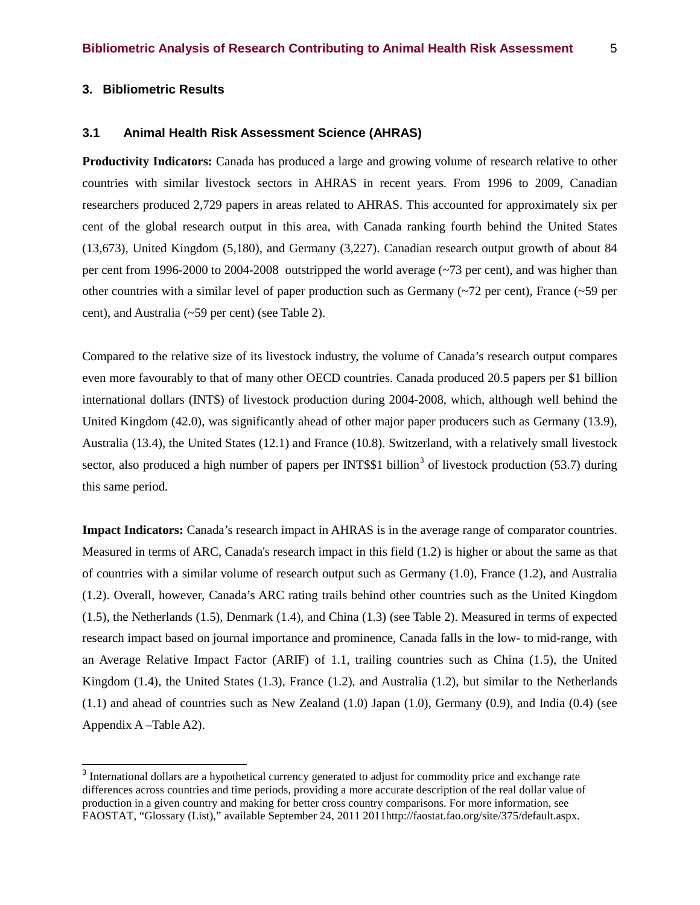## 3. Bibliometric Results

### 3.1 Animal Health Risk Assessment Science (AHRAS)

**Productivity Indicators:** Canada has produced a large and growing volume of research relative to other countries with similar livestock sectors in AHRAS in recent years. From 1996 to 2009, Canadian researchers produced 2,729 papers in areas related to AHRAS. This accounted for approximately six per cent of the global research output in this area, with Canada ranking fourth behind the United States (13,673), United Kingdom (5,180), and Germany (3,227). Canadian research output growth of about 84 per cent from 1996-2000 to 2004-2008 outstripped the world average (~73 per cent), and was higher than other countries with a similar level of paper production such as Germany (~72 per cent), France (~59 per cent), and Australia (~59 per cent) (see Table 2).

Compared to the relative size of its livestock industry, the volume of Canada's research output compares even more favourably to that of many other OECD countries. Canada produced 20.5 papers per $1 billion international dollars (INT$) of livestock production during 2004-2008, which, although well behind the United Kingdom (42.0), was significantly ahead of other major paper producers such as Germany (13.9), Australia (13.4), the United States (12.1) and France (10.8). Switzerland, with a relatively small livestock sector, also produced a high number of papers per INT$$1 billion[3] of livestock production (53.7) during this same period.

**Impact Indicators:** Canada's research impact in AHRAS is in the average range of comparator countries. Measured in terms of ARC, Canada's research impact in this field (1.2) is higher or about the same as that of countries with a similar volume of research output such as Germany (1.0), France (1.2), and Australia (1.2). Overall, however, Canada's ARC rating trails behind other countries such as the United Kingdom (1.5), the Netherlands (1.5), Denmark (1.4), and China (1.3) (see Table 2). Measured in terms of expected research impact based on journal importance and prominence, Canada falls in the low- to mid-range, with an Average Relative Impact Factor (ARIF) of 1.1, trailing countries such as China (1.5), the United Kingdom (1.4), the United States (1.3), France (1.2), and Australia (1.2), but similar to the Netherlands (1.1) and ahead of countries such as New Zealand (1.0) Japan (1.0), Germany (0.9), and India (0.4) (see Appendix A –Table A2).

[3] International dollars are a hypothetical currency generated to adjust for commodity price and exchange rate differences across countries and time periods, providing a more accurate description of the real dollar value of production in a given country and making for better cross country comparisons. For more information, see FAOSTAT, "Glossary (List)," available September 24, 2011 2011http://faostat.fao.org/site/375/default.aspx.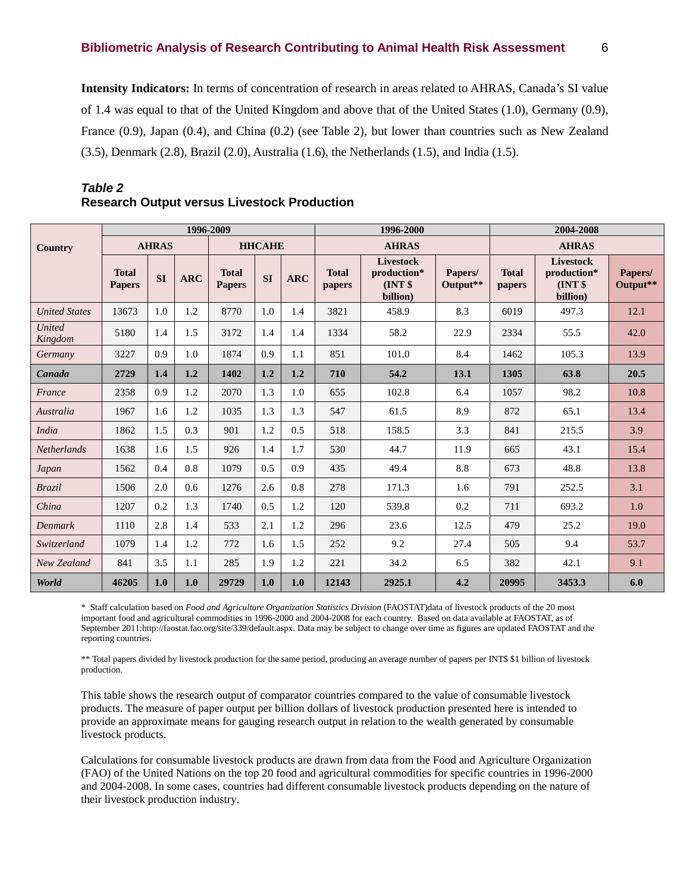**Intensity Indicators:** In terms of concentration of research in areas related to AHRAS, Canada's SI value of 1.4 was equal to that of the United Kingdom and above that of the United States (1.0), Germany (0.9), France (0.9), Japan (0.4), and China (0.2) (see Table 2), but lower than countries such as New Zealand (3.5), Denmark (2.8), Brazil (2.0), Australia (1.6), the Netherlands (1.5), and India (1.5).

***Table 2***
**Research Output versus Livestock Production**

| Country | 1996-2009 | | | | | | 1996-2000 | | | 2004-2008 | | |
|---|---|---|---|---|---|---|---|---|---|---|---|---|
| | AHRAS | | | HHCAHE | | | AHRAS | | | AHRAS | | |
| | Total Papers | SI | ARC | Total Papers | SI | ARC | Total papers | Livestock production* (INT $ billion) | Papers/ Output** | Total papers | Livestock production* (INT $ billion) | Papers/ Output** |
| *United States* | 13673 | 1.0 | 1.2 | 8770 | 1.0 | 1.4 | 3821 | 458.9 | 8.3 | 6019 | 497.3 | 12.1 |
| *United Kingdom* | 5180 | 1.4 | 1.5 | 3172 | 1.4 | 1.4 | 1334 | 58.2 | 22.9 | 2334 | 55.5 | 42.0 |
| *Germany* | 3227 | 0.9 | 1.0 | 1874 | 0.9 | 1.1 | 851 | 101.0 | 8.4 | 1462 | 105.3 | 13.9 |
| ***Canada*** | **2729** | **1.4** | **1.2** | **1402** | **1.2** | **1.2** | **710** | **54.2** | **13.1** | **1305** | **63.8** | **20.5** |
| *France* | 2358 | 0.9 | 1.2 | 2070 | 1.3 | 1.0 | 655 | 102.8 | 6.4 | 1057 | 98.2 | 10.8 |
| *Australia* | 1967 | 1.6 | 1.2 | 1035 | 1.3 | 1.3 | 547 | 61.5 | 8.9 | 872 | 65.1 | 13.4 |
| *India* | 1862 | 1.5 | 0.3 | 901 | 1.2 | 0.5 | 518 | 158.5 | 3.3 | 841 | 215.5 | 3.9 |
| *Netherlands* | 1638 | 1.6 | 1.5 | 926 | 1.4 | 1.7 | 530 | 44.7 | 11.9 | 665 | 43.1 | 15.4 |
| *Japan* | 1562 | 0.4 | 0.8 | 1079 | 0.5 | 0.9 | 435 | 49.4 | 8.8 | 673 | 48.8 | 13.8 |
| *Brazil* | 1506 | 2.0 | 0.6 | 1276 | 2.6 | 0.8 | 278 | 171.3 | 1.6 | 791 | 252.5 | 3.1 |
| *China* | 1207 | 0.2 | 1.3 | 1740 | 0.5 | 1.2 | 120 | 539.8 | 0.2 | 711 | 693.2 | 1.0 |
| *Denmark* | 1110 | 2.8 | 1.4 | 533 | 2.1 | 1.2 | 296 | 23.6 | 12.5 | 479 | 25.2 | 19.0 |
| *Switzerland* | 1079 | 1.4 | 1.2 | 772 | 1.6 | 1.5 | 252 | 9.2 | 27.4 | 505 | 9.4 | 53.7 |
| *New Zealand* | 841 | 3.5 | 1.1 | 285 | 1.9 | 1.2 | 221 | 34.2 | 6.5 | 382 | 42.1 | 9.1 |
| ***World*** | **46205** | **1.0** | **1.0** | **29729** | **1.0** | **1.0** | **12143** | **2925.1** | **4.2** | **20995** | **3453.3** | **6.0** |

\* Staff calculation based on *Food and Agriculture Organization Statistics Division* (FAOSTAT)data of livestock products of the 20 most important food and agricultural commodities in 1996-2000 and 2004-2008 for each country. Based on data available at FAOSTAT, as of September 2011:http://faostat.fao.org/site/339/default.aspx. Data may be subject to change over time as figures are updated FAOSTAT and the reporting countries.

\** Total papers divided by livestock production for the same period, producing an average number of papers per INT$ $1 billion of livestock production.

This table shows the research output of comparator countries compared to the value of consumable livestock products. The measure of paper output per billion dollars of livestock production presented here is intended to provide an approximate means for gauging research output in relation to the wealth generated by consumable livestock products.

Calculations for consumable livestock products are drawn from data from the Food and Agriculture Organization (FAO) of the United Nations on the top 20 food and agricultural commodities for specific countries in 1996-2000 and 2004-2008. In some cases, countries had different consumable livestock products depending on the nature of their livestock production industry.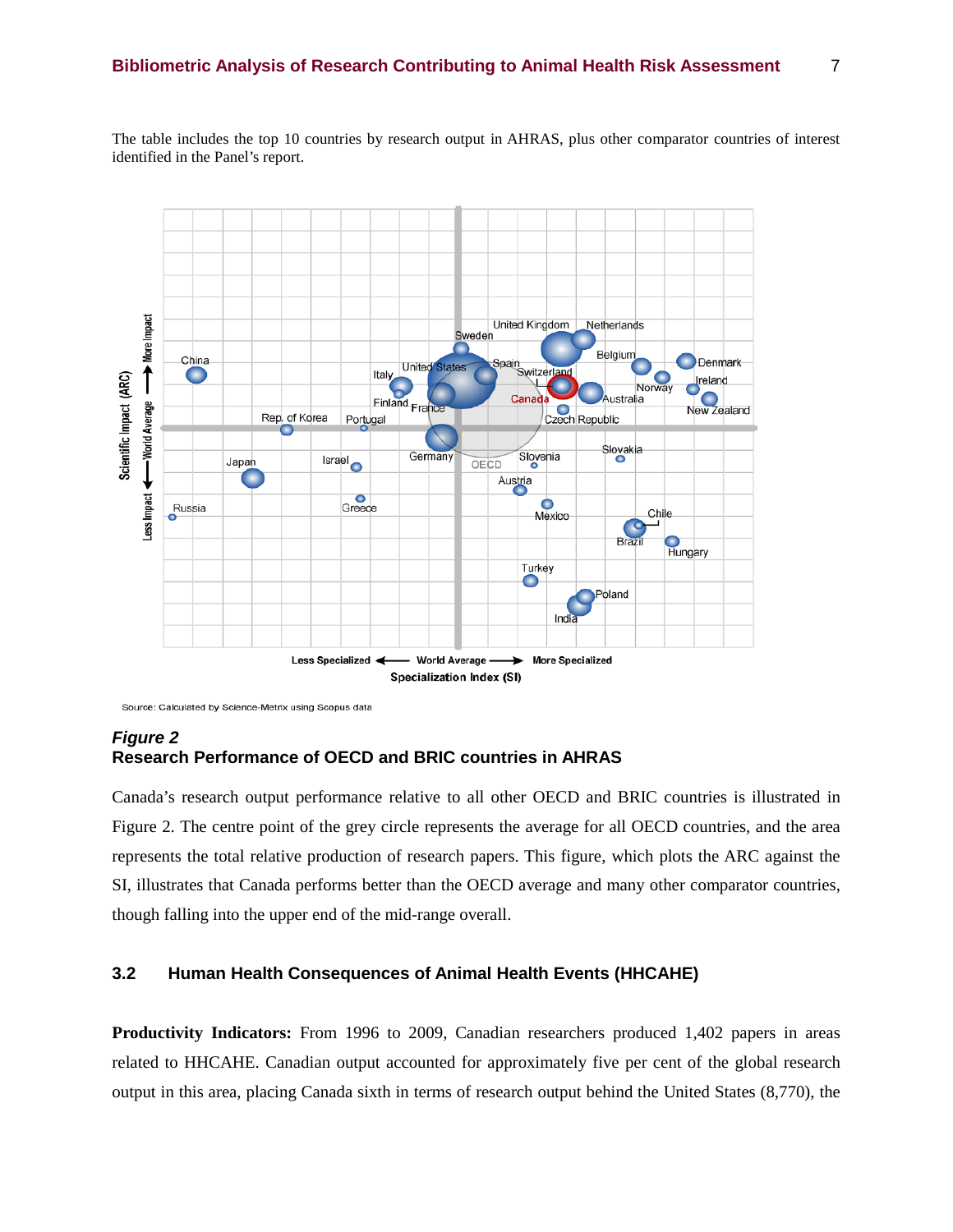The table includes the top 10 countries by research output in AHRAS, plus other comparator countries of interest identified in the Panel's report.

Source: Calculated by Science-Metrix using Scopus data

***Figure 2***
**Research Performance of OECD and BRIC countries in AHRAS**

Canada's research output performance relative to all other OECD and BRIC countries is illustrated in Figure 2. The centre point of the grey circle represents the average for all OECD countries, and the area represents the total relative production of research papers. This figure, which plots the ARC against the SI, illustrates that Canada performs better than the OECD average and many other comparator countries, though falling into the upper end of the mid-range overall.

### 3.2 Human Health Consequences of Animal Health Events (HHCAHE)

**Productivity Indicators:** From 1996 to 2009, Canadian researchers produced 1,402 papers in areas related to HHCAHE. Canadian output accounted for approximately five per cent of the global research output in this area, placing Canada sixth in terms of research output behind the United States (8,770), the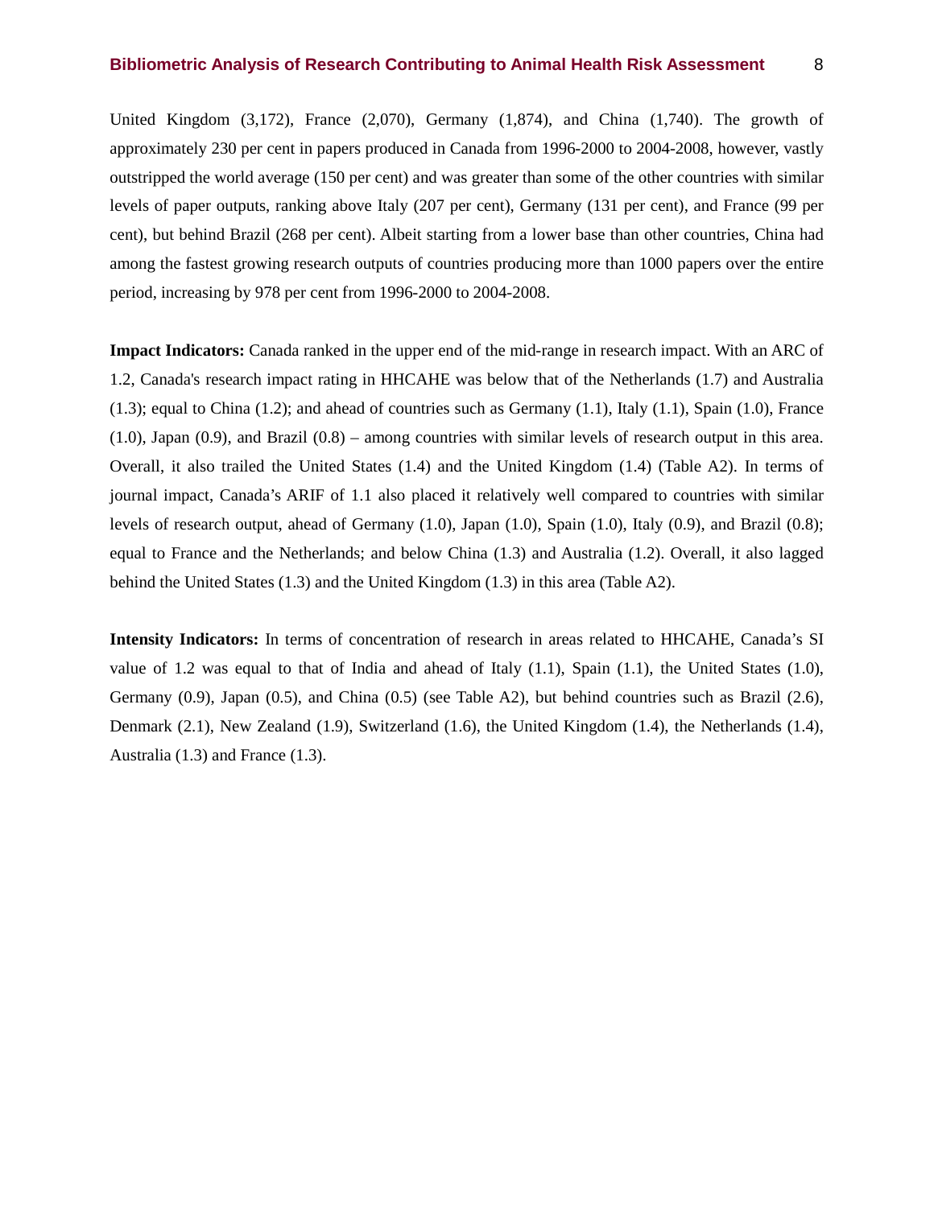United Kingdom (3,172), France (2,070), Germany (1,874), and China (1,740). The growth of approximately 230 per cent in papers produced in Canada from 1996-2000 to 2004-2008, however, vastly outstripped the world average (150 per cent) and was greater than some of the other countries with similar levels of paper outputs, ranking above Italy (207 per cent), Germany (131 per cent), and France (99 per cent), but behind Brazil (268 per cent). Albeit starting from a lower base than other countries, China had among the fastest growing research outputs of countries producing more than 1000 papers over the entire period, increasing by 978 per cent from 1996-2000 to 2004-2008.

**Impact Indicators:** Canada ranked in the upper end of the mid-range in research impact. With an ARC of 1.2, Canada's research impact rating in HHCAHE was below that of the Netherlands (1.7) and Australia (1.3); equal to China (1.2); and ahead of countries such as Germany (1.1), Italy (1.1), Spain (1.0), France (1.0), Japan (0.9), and Brazil (0.8) – among countries with similar levels of research output in this area. Overall, it also trailed the United States (1.4) and the United Kingdom (1.4) (Table A2). In terms of journal impact, Canada's ARIF of 1.1 also placed it relatively well compared to countries with similar levels of research output, ahead of Germany (1.0), Japan (1.0), Spain (1.0), Italy (0.9), and Brazil (0.8); equal to France and the Netherlands; and below China (1.3) and Australia (1.2). Overall, it also lagged behind the United States (1.3) and the United Kingdom (1.3) in this area (Table A2).

**Intensity Indicators:** In terms of concentration of research in areas related to HHCAHE, Canada's SI value of 1.2 was equal to that of India and ahead of Italy (1.1), Spain (1.1), the United States (1.0), Germany (0.9), Japan (0.5), and China (0.5) (see Table A2), but behind countries such as Brazil (2.6), Denmark (2.1), New Zealand (1.9), Switzerland (1.6), the United Kingdom (1.4), the Netherlands (1.4), Australia (1.3) and France (1.3).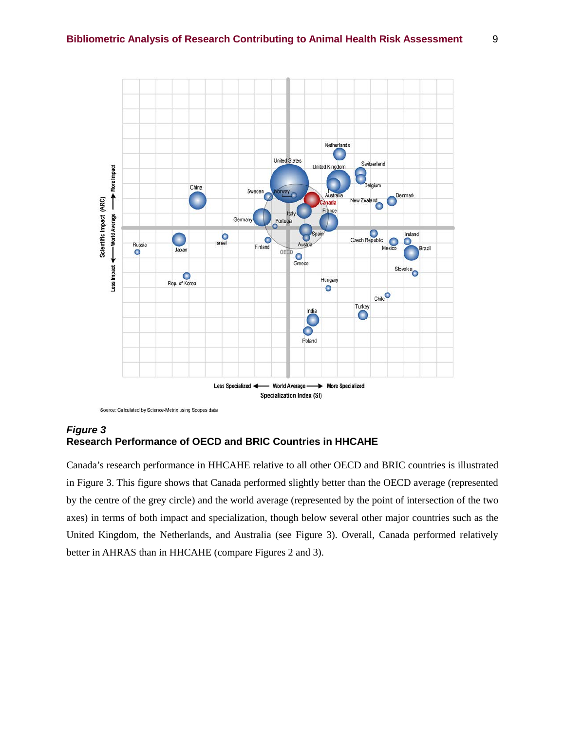Source: Calculated by Science-Metrix using Scopus data

***Figure 3***
**Research Performance of OECD and BRIC Countries in HHCAHE**

Canada's research performance in HHCAHE relative to all other OECD and BRIC countries is illustrated in Figure 3. This figure shows that Canada performed slightly better than the OECD average (represented by the centre of the grey circle) and the world average (represented by the point of intersection of the two axes) in terms of both impact and specialization, though below several other major countries such as the United Kingdom, the Netherlands, and Australia (see Figure 3). Overall, Canada performed relatively better in AHRAS than in HHCAHE (compare Figures 2 and 3).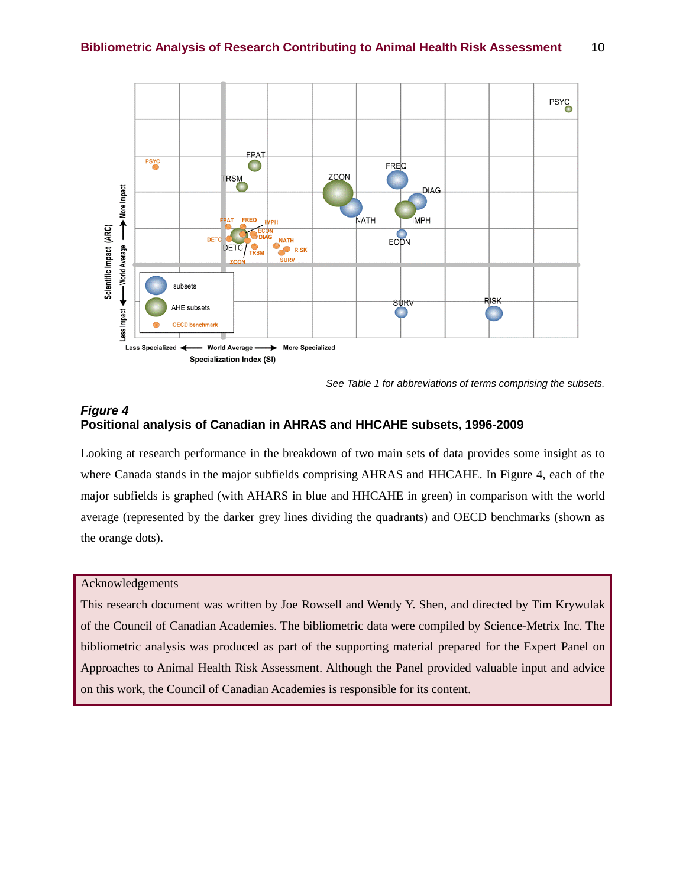See Table 1 for abbreviations of terms comprising the subsets.

***Figure 4***
**Positional analysis of Canadian in AHRAS and HHCAHE subsets, 1996-2009**

Looking at research performance in the breakdown of two main sets of data provides some insight as to where Canada stands in the major subfields comprising AHRAS and HHCAHE. In Figure 4, each of the major subfields is graphed (with AHARS in blue and HHCAHE in green) in comparison with the world average (represented by the darker grey lines dividing the quadrants) and OECD benchmarks (shown as the orange dots).

Acknowledgements

This research document was written by Joe Rowsell and Wendy Y. Shen, and directed by Tim Krywulak of the Council of Canadian Academies. The bibliometric data were compiled by Science-Metrix Inc. The bibliometric analysis was produced as part of the supporting material prepared for the Expert Panel on Approaches to Animal Health Risk Assessment. Although the Panel provided valuable input and advice on this work, the Council of Canadian Academies is responsible for its content.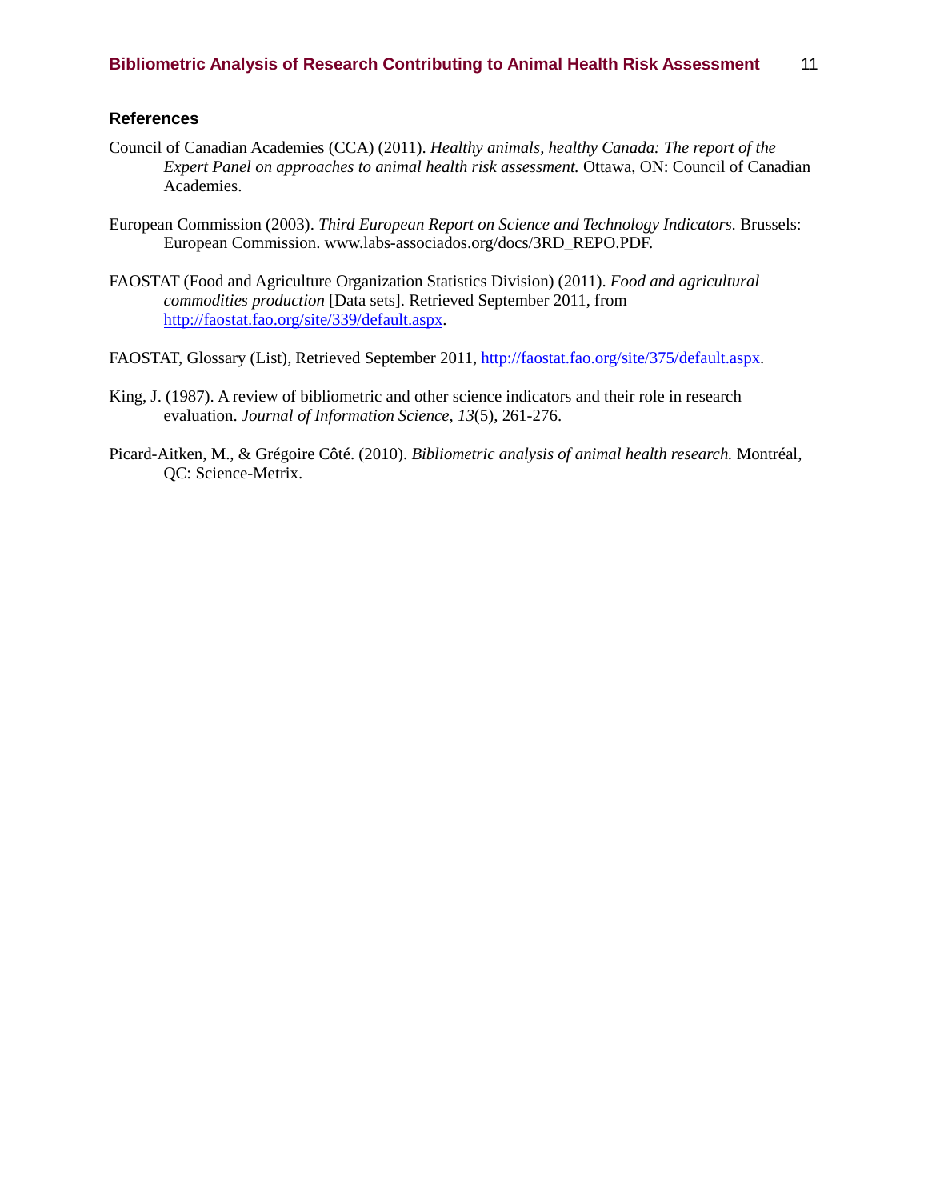## References

Council of Canadian Academies (CCA) (2011). *Healthy animals, healthy Canada: The report of the Expert Panel on approaches to animal health risk assessment.* Ottawa, ON: Council of Canadian Academies.

European Commission (2003). *Third European Report on Science and Technology Indicators.* Brussels: European Commission. www.labs-associados.org/docs/3RD_REPO.PDF.

FAOSTAT (Food and Agriculture Organization Statistics Division) (2011). *Food and agricultural commodities production* [Data sets]. Retrieved September 2011, from http://faostat.fao.org/site/339/default.aspx.

FAOSTAT, Glossary (List), Retrieved September 2011, http://faostat.fao.org/site/375/default.aspx.

King, J. (1987). A review of bibliometric and other science indicators and their role in research evaluation. *Journal of Information Science, 13*(5), 261-276.

Picard-Aitken, M., & Grégoire Côté. (2010). *Bibliometric analysis of animal health research.* Montréal, QC: Science-Metrix.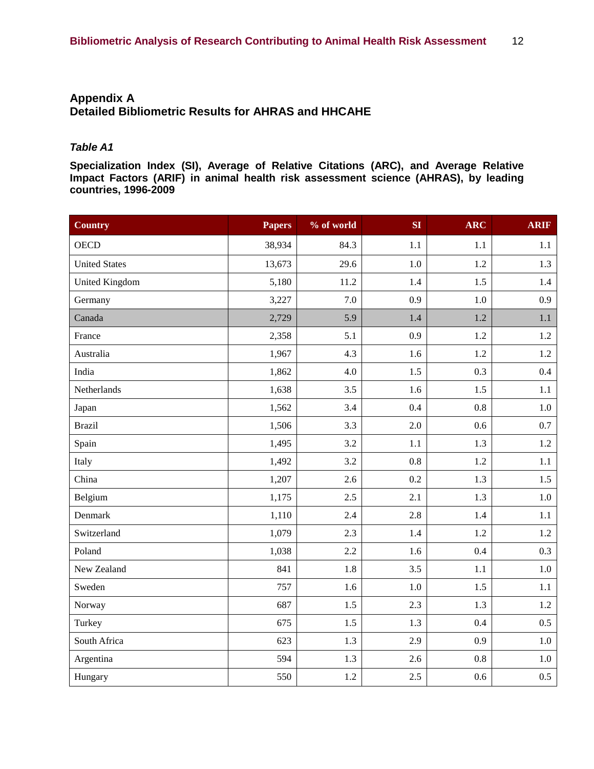## Appendix A
## Detailed Bibliometric Results for AHRAS and HHCAHE

### *Table A1*

**Specialization Index (SI), Average of Relative Citations (ARC), and Average Relative Impact Factors (ARIF) in animal health risk assessment science (AHRAS), by leading countries, 1996-2009**

| Country | Papers | % of world | SI | ARC | ARIF |
|---|---|---|---|---|---|
| OECD | 38,934 | 84.3 | 1.1 | 1.1 | 1.1 |
| United States | 13,673 | 29.6 | 1.0 | 1.2 | 1.3 |
| United Kingdom | 5,180 | 11.2 | 1.4 | 1.5 | 1.4 |
| Germany | 3,227 | 7.0 | 0.9 | 1.0 | 0.9 |
| Canada | 2,729 | 5.9 | 1.4 | 1.2 | 1.1 |
| France | 2,358 | 5.1 | 0.9 | 1.2 | 1.2 |
| Australia | 1,967 | 4.3 | 1.6 | 1.2 | 1.2 |
| India | 1,862 | 4.0 | 1.5 | 0.3 | 0.4 |
| Netherlands | 1,638 | 3.5 | 1.6 | 1.5 | 1.1 |
| Japan | 1,562 | 3.4 | 0.4 | 0.8 | 1.0 |
| Brazil | 1,506 | 3.3 | 2.0 | 0.6 | 0.7 |
| Spain | 1,495 | 3.2 | 1.1 | 1.3 | 1.2 |
| Italy | 1,492 | 3.2 | 0.8 | 1.2 | 1.1 |
| China | 1,207 | 2.6 | 0.2 | 1.3 | 1.5 |
| Belgium | 1,175 | 2.5 | 2.1 | 1.3 | 1.0 |
| Denmark | 1,110 | 2.4 | 2.8 | 1.4 | 1.1 |
| Switzerland | 1,079 | 2.3 | 1.4 | 1.2 | 1.2 |
| Poland | 1,038 | 2.2 | 1.6 | 0.4 | 0.3 |
| New Zealand | 841 | 1.8 | 3.5 | 1.1 | 1.0 |
| Sweden | 757 | 1.6 | 1.0 | 1.5 | 1.1 |
| Norway | 687 | 1.5 | 2.3 | 1.3 | 1.2 |
| Turkey | 675 | 1.5 | 1.3 | 0.4 | 0.5 |
| South Africa | 623 | 1.3 | 2.9 | 0.9 | 1.0 |
| Argentina | 594 | 1.3 | 2.6 | 0.8 | 1.0 |
| Hungary | 550 | 1.2 | 2.5 | 0.6 | 0.5 |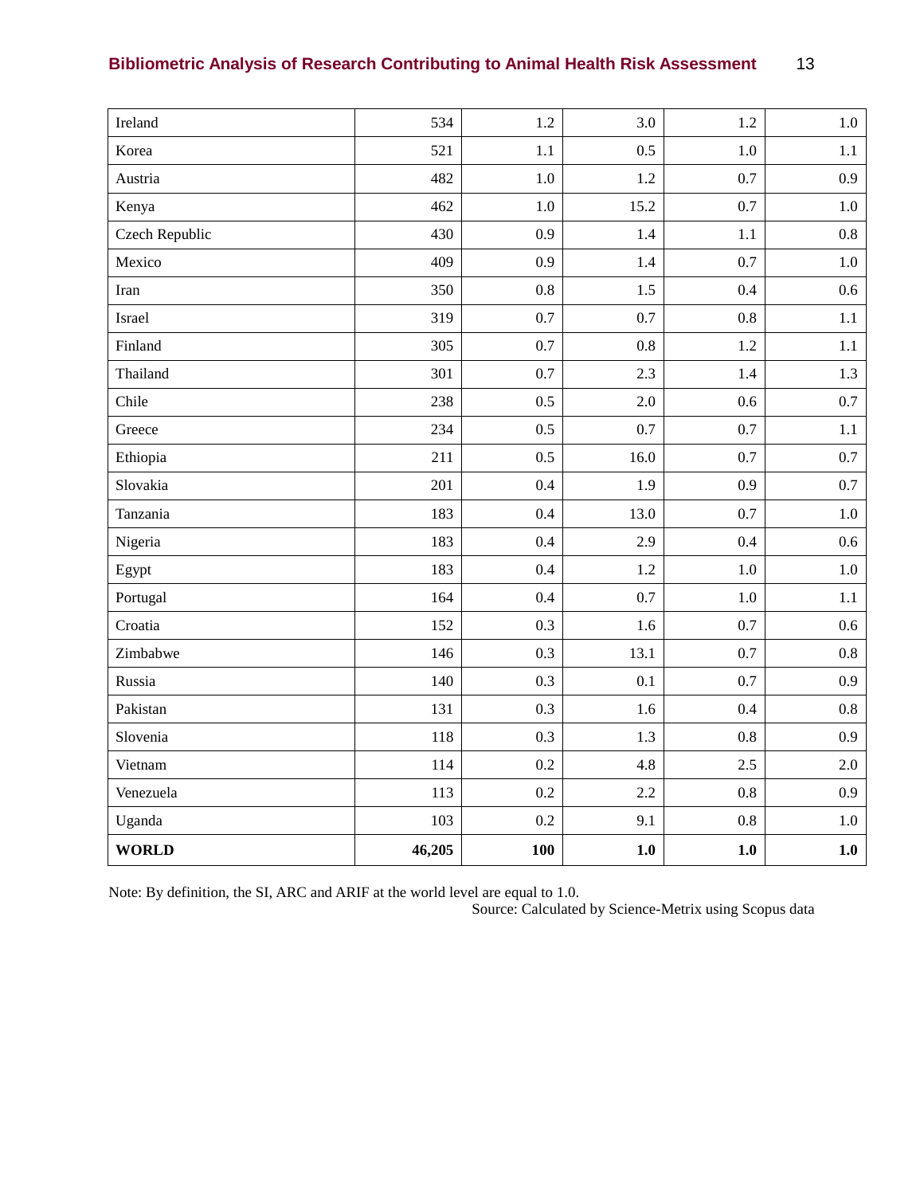| | | | | | |
|---|---|---|---|---|---|
| Ireland | 534 | 1.2 | 3.0 | 1.2 | 1.0 |
| Korea | 521 | 1.1 | 0.5 | 1.0 | 1.1 |
| Austria | 482 | 1.0 | 1.2 | 0.7 | 0.9 |
| Kenya | 462 | 1.0 | 15.2 | 0.7 | 1.0 |
| Czech Republic | 430 | 0.9 | 1.4 | 1.1 | 0.8 |
| Mexico | 409 | 0.9 | 1.4 | 0.7 | 1.0 |
| Iran | 350 | 0.8 | 1.5 | 0.4 | 0.6 |
| Israel | 319 | 0.7 | 0.7 | 0.8 | 1.1 |
| Finland | 305 | 0.7 | 0.8 | 1.2 | 1.1 |
| Thailand | 301 | 0.7 | 2.3 | 1.4 | 1.3 |
| Chile | 238 | 0.5 | 2.0 | 0.6 | 0.7 |
| Greece | 234 | 0.5 | 0.7 | 0.7 | 1.1 |
| Ethiopia | 211 | 0.5 | 16.0 | 0.7 | 0.7 |
| Slovakia | 201 | 0.4 | 1.9 | 0.9 | 0.7 |
| Tanzania | 183 | 0.4 | 13.0 | 0.7 | 1.0 |
| Nigeria | 183 | 0.4 | 2.9 | 0.4 | 0.6 |
| Egypt | 183 | 0.4 | 1.2 | 1.0 | 1.0 |
| Portugal | 164 | 0.4 | 0.7 | 1.0 | 1.1 |
| Croatia | 152 | 0.3 | 1.6 | 0.7 | 0.6 |
| Zimbabwe | 146 | 0.3 | 13.1 | 0.7 | 0.8 |
| Russia | 140 | 0.3 | 0.1 | 0.7 | 0.9 |
| Pakistan | 131 | 0.3 | 1.6 | 0.4 | 0.8 |
| Slovenia | 118 | 0.3 | 1.3 | 0.8 | 0.9 |
| Vietnam | 114 | 0.2 | 4.8 | 2.5 | 2.0 |
| Venezuela | 113 | 0.2 | 2.2 | 0.8 | 0.9 |
| Uganda | 103 | 0.2 | 9.1 | 0.8 | 1.0 |
| **WORLD** | **46,205** | **100** | **1.0** | **1.0** | **1.0** |

Note: By definition, the SI, ARC and ARIF at the world level are equal to 1.0.

Source: Calculated by Science-Metrix using Scopus data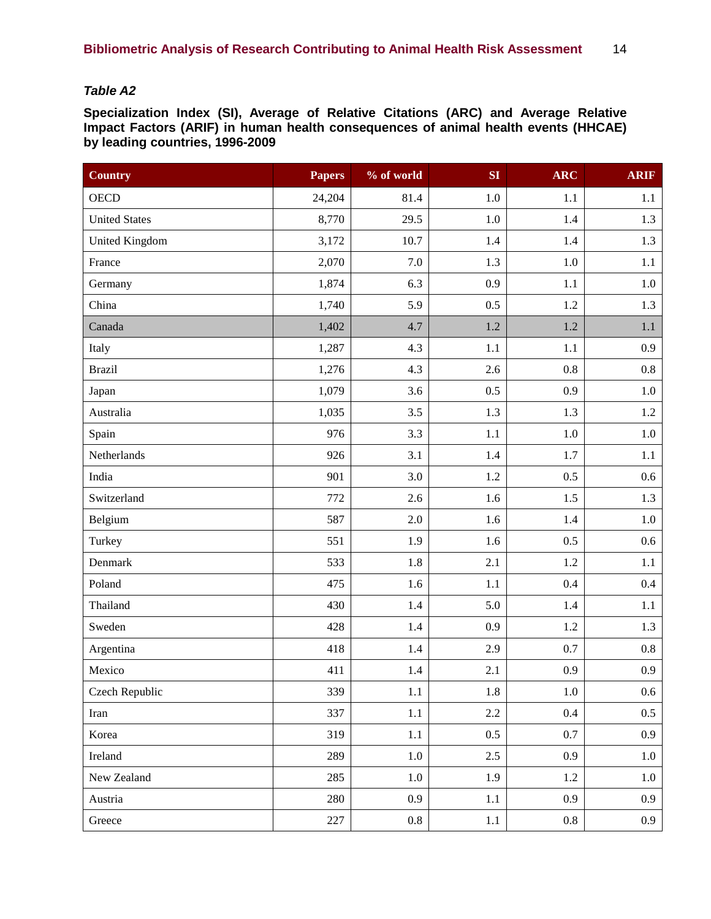***Table A2***

**Specialization Index (SI), Average of Relative Citations (ARC) and Average Relative Impact Factors (ARIF) in human health consequences of animal health events (HHCAE) by leading countries, 1996-2009**

| Country | Papers | % of world | SI | ARC | ARIF |
|---|---|---|---|---|---|
| OECD | 24,204 | 81.4 | 1.0 | 1.1 | 1.1 |
| United States | 8,770 | 29.5 | 1.0 | 1.4 | 1.3 |
| United Kingdom | 3,172 | 10.7 | 1.4 | 1.4 | 1.3 |
| France | 2,070 | 7.0 | 1.3 | 1.0 | 1.1 |
| Germany | 1,874 | 6.3 | 0.9 | 1.1 | 1.0 |
| China | 1,740 | 5.9 | 0.5 | 1.2 | 1.3 |
| Canada | 1,402 | 4.7 | 1.2 | 1.2 | 1.1 |
| Italy | 1,287 | 4.3 | 1.1 | 1.1 | 0.9 |
| Brazil | 1,276 | 4.3 | 2.6 | 0.8 | 0.8 |
| Japan | 1,079 | 3.6 | 0.5 | 0.9 | 1.0 |
| Australia | 1,035 | 3.5 | 1.3 | 1.3 | 1.2 |
| Spain | 976 | 3.3 | 1.1 | 1.0 | 1.0 |
| Netherlands | 926 | 3.1 | 1.4 | 1.7 | 1.1 |
| India | 901 | 3.0 | 1.2 | 0.5 | 0.6 |
| Switzerland | 772 | 2.6 | 1.6 | 1.5 | 1.3 |
| Belgium | 587 | 2.0 | 1.6 | 1.4 | 1.0 |
| Turkey | 551 | 1.9 | 1.6 | 0.5 | 0.6 |
| Denmark | 533 | 1.8 | 2.1 | 1.2 | 1.1 |
| Poland | 475 | 1.6 | 1.1 | 0.4 | 0.4 |
| Thailand | 430 | 1.4 | 5.0 | 1.4 | 1.1 |
| Sweden | 428 | 1.4 | 0.9 | 1.2 | 1.3 |
| Argentina | 418 | 1.4 | 2.9 | 0.7 | 0.8 |
| Mexico | 411 | 1.4 | 2.1 | 0.9 | 0.9 |
| Czech Republic | 339 | 1.1 | 1.8 | 1.0 | 0.6 |
| Iran | 337 | 1.1 | 2.2 | 0.4 | 0.5 |
| Korea | 319 | 1.1 | 0.5 | 0.7 | 0.9 |
| Ireland | 289 | 1.0 | 2.5 | 0.9 | 1.0 |
| New Zealand | 285 | 1.0 | 1.9 | 1.2 | 1.0 |
| Austria | 280 | 0.9 | 1.1 | 0.9 | 0.9 |
| Greece | 227 | 0.8 | 1.1 | 0.8 | 0.9 |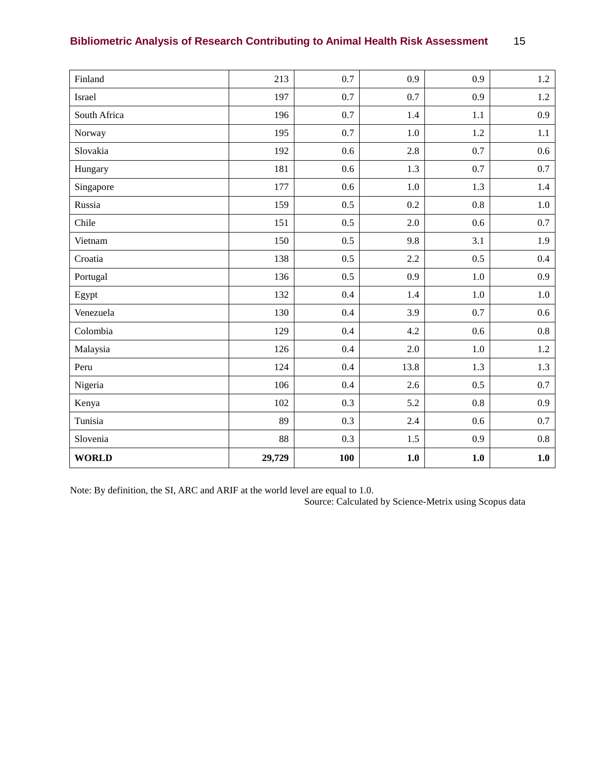| | | | | | |
|---|---|---|---|---|---|
| Finland | 213 | 0.7 | 0.9 | 0.9 | 1.2 |
| Israel | 197 | 0.7 | 0.7 | 0.9 | 1.2 |
| South Africa | 196 | 0.7 | 1.4 | 1.1 | 0.9 |
| Norway | 195 | 0.7 | 1.0 | 1.2 | 1.1 |
| Slovakia | 192 | 0.6 | 2.8 | 0.7 | 0.6 |
| Hungary | 181 | 0.6 | 1.3 | 0.7 | 0.7 |
| Singapore | 177 | 0.6 | 1.0 | 1.3 | 1.4 |
| Russia | 159 | 0.5 | 0.2 | 0.8 | 1.0 |
| Chile | 151 | 0.5 | 2.0 | 0.6 | 0.7 |
| Vietnam | 150 | 0.5 | 9.8 | 3.1 | 1.9 |
| Croatia | 138 | 0.5 | 2.2 | 0.5 | 0.4 |
| Portugal | 136 | 0.5 | 0.9 | 1.0 | 0.9 |
| Egypt | 132 | 0.4 | 1.4 | 1.0 | 1.0 |
| Venezuela | 130 | 0.4 | 3.9 | 0.7 | 0.6 |
| Colombia | 129 | 0.4 | 4.2 | 0.6 | 0.8 |
| Malaysia | 126 | 0.4 | 2.0 | 1.0 | 1.2 |
| Peru | 124 | 0.4 | 13.8 | 1.3 | 1.3 |
| Nigeria | 106 | 0.4 | 2.6 | 0.5 | 0.7 |
| Kenya | 102 | 0.3 | 5.2 | 0.8 | 0.9 |
| Tunisia | 89 | 0.3 | 2.4 | 0.6 | 0.7 |
| Slovenia | 88 | 0.3 | 1.5 | 0.9 | 0.8 |
| **WORLD** | **29,729** | **100** | **1.0** | **1.0** | **1.0** |

Note: By definition, the SI, ARC and ARIF at the world level are equal to 1.0.

Source: Calculated by Science-Metrix using Scopus data